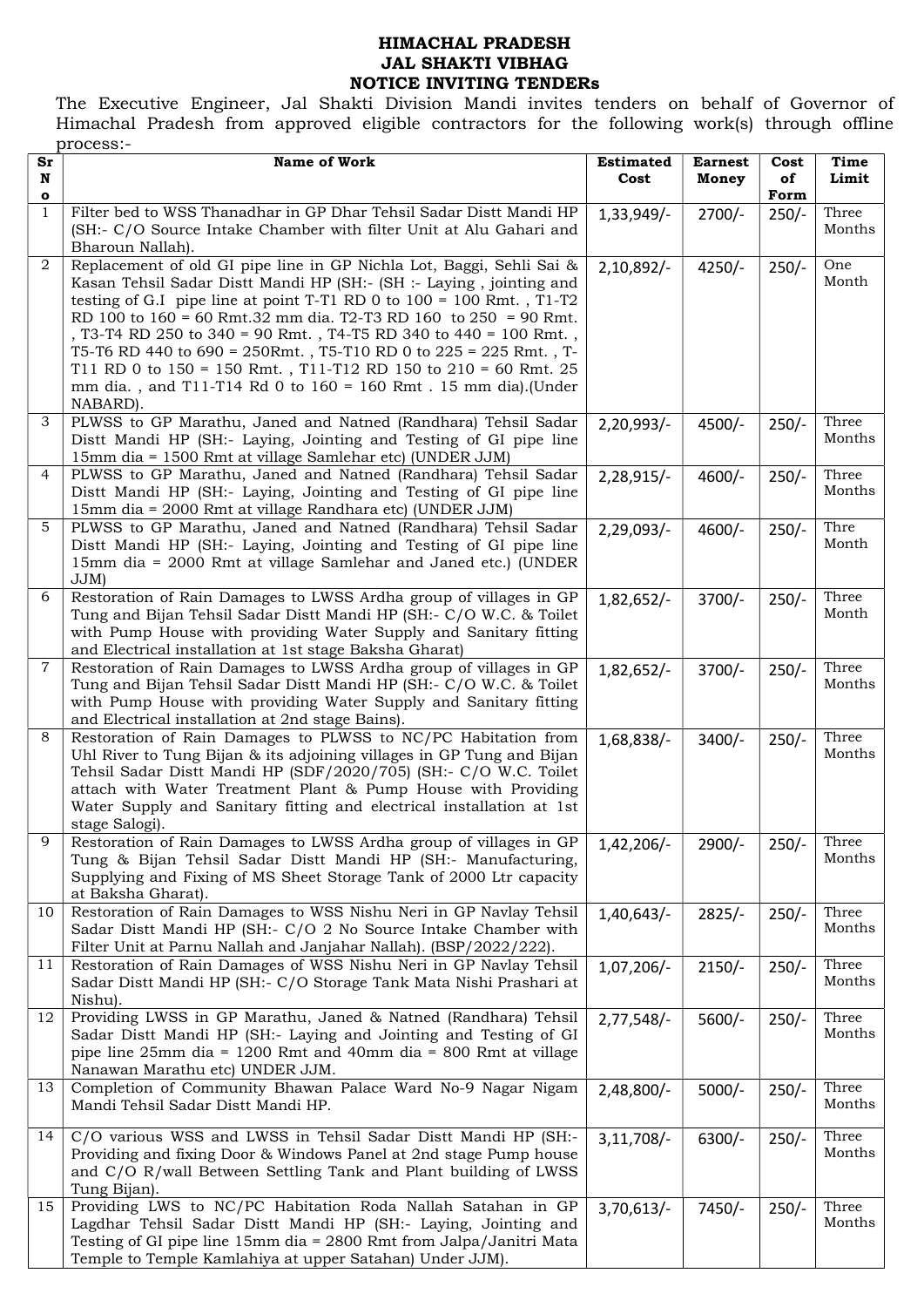# HIMACHAL PRADESH
## JAL SHAKTI VIBHAG
## NOTICE INVITING TENDERs

The Executive Engineer, Jal Shakti Division Mandi invites tenders on behalf of Governor of Himachal Pradesh from approved eligible contractors for the following work(s) through offline process:-

| Sr No | Name of Work | Estimated Cost | Earnest Money | Cost of Form | Time Limit |
|---|---|---|---|---|---|
| 1 | Filter bed to WSS Thanadhar in GP Dhar Tehsil Sadar Distt Mandi HP (SH:- C/O Source Intake Chamber with filter Unit at Alu Gahari and Bharoun Nallah). | 1,33,949/- | 2700/- | 250/- | Three Months |
| 2 | Replacement of old GI pipe line in GP Nichla Lot, Baggi, Sehli Sai & Kasan Tehsil Sadar Distt Mandi HP (SH:- (SH :- Laying , jointing and testing of G.I pipe line at point T-T1 RD 0 to 100 = 100 Rmt. , T1-T2 RD 100 to 160 = 60 Rmt.32 mm dia. T2-T3 RD 160 to 250 = 90 Rmt. , T3-T4 RD 250 to 340 = 90 Rmt. , T4-T5 RD 340 to 440 = 100 Rmt. , T5-T6 RD 440 to 690 = 250Rmt. , T5-T10 RD 0 to 225 = 225 Rmt. , T-T11 RD 0 to 150 = 150 Rmt. , T11-T12 RD 150 to 210 = 60 Rmt. 25 mm dia. , and T11-T14 Rd 0 to 160 = 160 Rmt . 15 mm dia).(Under NABARD). | 2,10,892/- | 4250/- | 250/- | One Month |
| 3 | PLWSS to GP Marathu, Janed and Natned (Randhara) Tehsil Sadar Distt Mandi HP (SH:- Laying, Jointing and Testing of GI pipe line 15mm dia = 1500 Rmt at village Samlehar etc) (UNDER JJM) | 2,20,993/- | 4500/- | 250/- | Three Months |
| 4 | PLWSS to GP Marathu, Janed and Natned (Randhara) Tehsil Sadar Distt Mandi HP (SH:- Laying, Jointing and Testing of GI pipe line 15mm dia = 2000 Rmt at village Randhara etc) (UNDER JJM) | 2,28,915/- | 4600/- | 250/- | Three Months |
| 5 | PLWSS to GP Marathu, Janed and Natned (Randhara) Tehsil Sadar Distt Mandi HP (SH:- Laying, Jointing and Testing of GI pipe line 15mm dia = 2000 Rmt at village Samlehar and Janed etc.) (UNDER JJM) | 2,29,093/- | 4600/- | 250/- | Thre Month |
| 6 | Restoration of Rain Damages to LWSS Ardha group of villages in GP Tung and Bijan Tehsil Sadar Distt Mandi HP (SH:- C/O W.C. & Toilet with Pump House with providing Water Supply and Sanitary fitting and Electrical installation at 1st stage Baksha Gharat) | 1,82,652/- | 3700/- | 250/- | Three Month |
| 7 | Restoration of Rain Damages to LWSS Ardha group of villages in GP Tung and Bijan Tehsil Sadar Distt Mandi HP (SH:- C/O W.C. & Toilet with Pump House with providing Water Supply and Sanitary fitting and Electrical installation at 2nd stage Bains). | 1,82,652/- | 3700/- | 250/- | Three Months |
| 8 | Restoration of Rain Damages to PLWSS to NC/PC Habitation from Uhl River to Tung Bijan & its adjoining villages in GP Tung and Bijan Tehsil Sadar Distt Mandi HP (SDF/2020/705) (SH:- C/O W.C. Toilet attach with Water Treatment Plant & Pump House with Providing Water Supply and Sanitary fitting and electrical installation at 1st stage Salogi). | 1,68,838/- | 3400/- | 250/- | Three Months |
| 9 | Restoration of Rain Damages to LWSS Ardha group of villages in GP Tung & Bijan Tehsil Sadar Distt Mandi HP (SH:- Manufacturing, Supplying and Fixing of MS Sheet Storage Tank of 2000 Ltr capacity at Baksha Gharat). | 1,42,206/- | 2900/- | 250/- | Three Months |
| 10 | Restoration of Rain Damages to WSS Nishu Neri in GP Navlay Tehsil Sadar Distt Mandi HP (SH:- C/O 2 No Source Intake Chamber with Filter Unit at Parnu Nallah and Janjahar Nallah). (BSP/2022/222). | 1,40,643/- | 2825/- | 250/- | Three Months |
| 11 | Restoration of Rain Damages of WSS Nishu Neri in GP Navlay Tehsil Sadar Distt Mandi HP (SH:- C/O Storage Tank Mata Nishi Prashari at Nishu). | 1,07,206/- | 2150/- | 250/- | Three Months |
| 12 | Providing LWSS in GP Marathu, Janed & Natned (Randhara) Tehsil Sadar Distt Mandi HP (SH:- Laying and Jointing and Testing of GI pipe line 25mm dia = 1200 Rmt and 40mm dia = 800 Rmt at village Nanawan Marathu etc) UNDER JJM. | 2,77,548/- | 5600/- | 250/- | Three Months |
| 13 | Completion of Community Bhawan Palace Ward No-9 Nagar Nigam Mandi Tehsil Sadar Distt Mandi HP. | 2,48,800/- | 5000/- | 250/- | Three Months |
| 14 | C/O various WSS and LWSS in Tehsil Sadar Distt Mandi HP (SH:- Providing and fixing Door & Windows Panel at 2nd stage Pump house and C/O R/wall Between Settling Tank and Plant building of LWSS Tung Bijan). | 3,11,708/- | 6300/- | 250/- | Three Months |
| 15 | Providing LWS to NC/PC Habitation Roda Nallah Satahan in GP Lagdhar Tehsil Sadar Distt Mandi HP (SH:- Laying, Jointing and Testing of GI pipe line 15mm dia = 2800 Rmt from Jalpa/Janitri Mata Temple to Temple Kamlahiya at upper Satahan) Under JJM). | 3,70,613/- | 7450/- | 250/- | Three Months |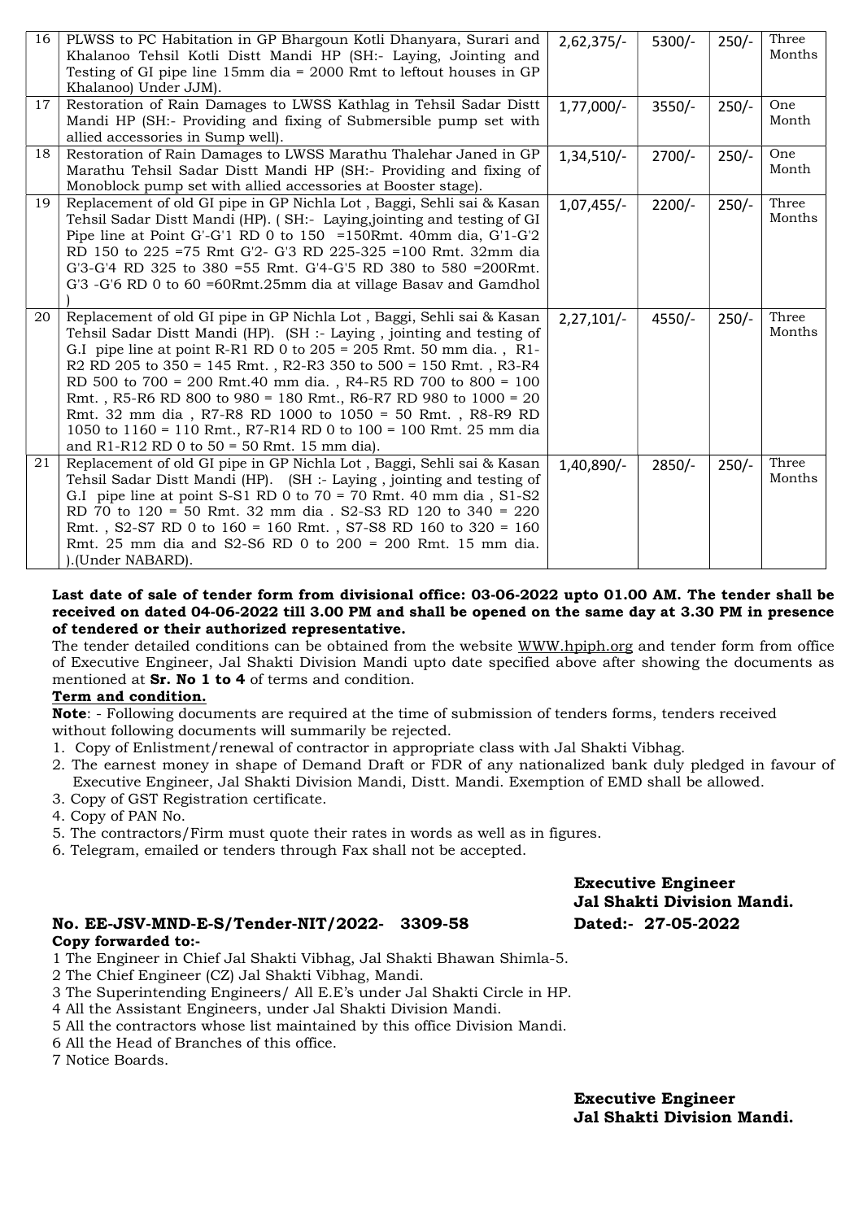| | | | | | |
|---|---|---|---|---|---|
| 16 | PLWSS to PC Habitation in GP Bhargoun Kotli Dhanyara, Surari and Khalanoo Tehsil Kotli Distt Mandi HP (SH:- Laying, Jointing and Testing of GI pipe line 15mm dia = 2000 Rmt to leftout houses in GP Khalanoo) Under JJM). | 2,62,375/- | 5300/- | 250/- | Three Months |
| 17 | Restoration of Rain Damages to LWSS Kathlag in Tehsil Sadar Distt Mandi HP (SH:- Providing and fixing of Submersible pump set with allied accessories in Sump well). | 1,77,000/- | 3550/- | 250/- | One Month |
| 18 | Restoration of Rain Damages to LWSS Marathu Thalehar Janed in GP Marathu Tehsil Sadar Distt Mandi HP (SH:- Providing and fixing of Monoblock pump set with allied accessories at Booster stage). | 1,34,510/- | 2700/- | 250/- | One Month |
| 19 | Replacement of old GI pipe in GP Nichla Lot , Baggi, Sehli sai & Kasan Tehsil Sadar Distt Mandi (HP). ( SH:- Laying,jointing and testing of GI Pipe line at Point G'-G'1 RD 0 to 150 =150Rmt. 40mm dia, G'1-G'2 RD 150 to 225 =75 Rmt G'2- G'3 RD 225-325 =100 Rmt. 32mm dia G'3-G'4 RD 325 to 380 =55 Rmt. G'4-G'5 RD 380 to 580 =200Rmt. G'3 -G'6 RD 0 to 60 =60Rmt.25mm dia at village Basav and Gamdhol ) | 1,07,455/- | 2200/- | 250/- | Three Months |
| 20 | Replacement of old GI pipe in GP Nichla Lot , Baggi, Sehli sai & Kasan Tehsil Sadar Distt Mandi (HP). (SH :- Laying , jointing and testing of G.I pipe line at point R-R1 RD 0 to 205 = 205 Rmt. 50 mm dia. , R1-R2 RD 205 to 350 = 145 Rmt. , R2-R3 350 to 500 = 150 Rmt. , R3-R4 RD 500 to 700 = 200 Rmt.40 mm dia. , R4-R5 RD 700 to 800 = 100 Rmt. , R5-R6 RD 800 to 980 = 180 Rmt., R6-R7 RD 980 to 1000 = 20 Rmt. 32 mm dia , R7-R8 RD 1000 to 1050 = 50 Rmt. , R8-R9 RD 1050 to 1160 = 110 Rmt., R7-R14 RD 0 to 100 = 100 Rmt. 25 mm dia and R1-R12 RD 0 to 50 = 50 Rmt. 15 mm dia). | 2,27,101/- | 4550/- | 250/- | Three Months |
| 21 | Replacement of old GI pipe in GP Nichla Lot , Baggi, Sehli sai & Kasan Tehsil Sadar Distt Mandi (HP). (SH :- Laying , jointing and testing of G.I pipe line at point S-S1 RD 0 to 70 = 70 Rmt. 40 mm dia , S1-S2 RD 70 to 120 = 50 Rmt. 32 mm dia . S2-S3 RD 120 to 340 = 220 Rmt. , S2-S7 RD 0 to 160 = 160 Rmt. , S7-S8 RD 160 to 320 = 160 Rmt. 25 mm dia and S2-S6 RD 0 to 200 = 200 Rmt. 15 mm dia. ).(Under NABARD). | 1,40,890/- | 2850/- | 250/- | Three Months |

**Last date of sale of tender form from divisional office: 03-06-2022 upto 01.00 AM. The tender shall be received on dated 04-06-2022 till 3.00 PM and shall be opened on the same day at 3.30 PM in presence of tendered or their authorized representative.**

The tender detailed conditions can be obtained from the website WWW.hpiph.org and tender form from office of Executive Engineer, Jal Shakti Division Mandi upto date specified above after showing the documents as mentioned at **Sr. No 1 to 4** of terms and condition.

**Term and condition.**

**Note**: - Following documents are required at the time of submission of tenders forms, tenders received without following documents will summarily be rejected.

1. Copy of Enlistment/renewal of contractor in appropriate class with Jal Shakti Vibhag.
2. The earnest money in shape of Demand Draft or FDR of any nationalized bank duly pledged in favour of Executive Engineer, Jal Shakti Division Mandi, Distt. Mandi. Exemption of EMD shall be allowed.
3. Copy of GST Registration certificate.
4. Copy of PAN No.
5. The contractors/Firm must quote their rates in words as well as in figures.
6. Telegram, emailed or tenders through Fax shall not be accepted.

**Executive Engineer**
**Jal Shakti Division Mandi.**

**No. EE-JSV-MND-E-S/Tender-NIT/2022- 3309-58** **Dated:- 27-05-2022**

**Copy forwarded to:-**

1 The Engineer in Chief Jal Shakti Vibhag, Jal Shakti Bhawan Shimla-5.
2 The Chief Engineer (CZ) Jal Shakti Vibhag, Mandi.
3 The Superintending Engineers/ All E.E's under Jal Shakti Circle in HP.
4 All the Assistant Engineers, under Jal Shakti Division Mandi.
5 All the contractors whose list maintained by this office Division Mandi.
6 All the Head of Branches of this office.
7 Notice Boards.

**Executive Engineer**
**Jal Shakti Division Mandi.**